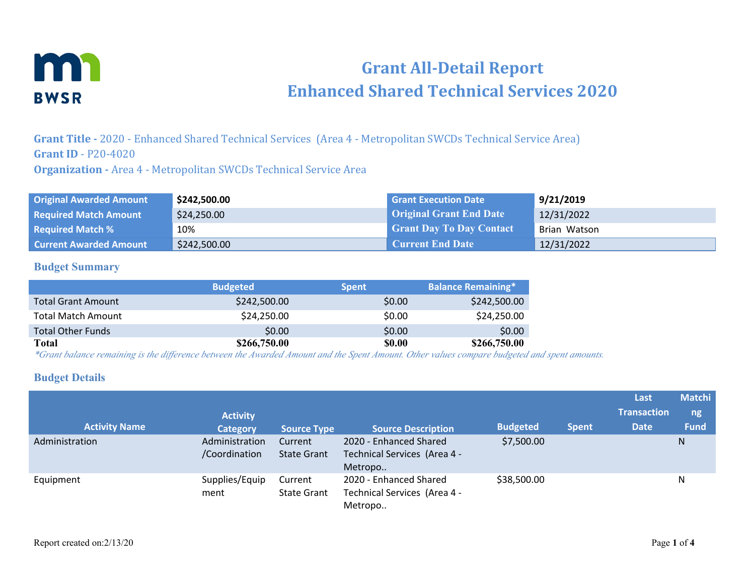# Grant All-Detail Report
# Enhanced Shared Technical Services 2020

**Grant Title -** 2020 - Enhanced Shared Technical Services (Area 4 - Metropolitan SWCDs Technical Service Area)
**Grant ID** - P20-4020
**Organization -** Area 4 - Metropolitan SWCDs Technical Service Area

| | | | |
|---|---|---|---|
| **Original Awarded Amount** | **$242,500.00** | **Grant Execution Date** | **9/21/2019** |
| **Required Match Amount** | $24,250.00 | **Original Grant End Date** | 12/31/2022 |
| **Required Match %** | 10% | **Grant Day To Day Contact** | Brian Watson |
| **Current Awarded Amount** | $242,500.00 | **Current End Date** | 12/31/2022 |

## Budget Summary

| | Budgeted | Spent | Balance Remaining* |
|---|---|---|---|
| Total Grant Amount | $242,500.00 | $0.00 | $242,500.00 |
| Total Match Amount | $24,250.00 | $0.00 | $24,250.00 |
| Total Other Funds | $0.00 | $0.00 | $0.00 |
| **Total** | **$266,750.00** | **$0.00** | **$266,750.00** |

*\*Grant balance remaining is the difference between the Awarded Amount and the Spent Amount. Other values compare budgeted and spent amounts.*

## Budget Details

| Activity Name | Activity Category | Source Type | Source Description | Budgeted | Spent | Last Transaction Date | Matching Fund |
|---|---|---|---|---|---|---|---|
| Administration | Administration /Coordination | Current State Grant | 2020 - Enhanced Shared Technical Services (Area 4 - Metropo.. | $7,500.00 | | | N |
| Equipment | Supplies/Equipment | Current State Grant | 2020 - Enhanced Shared Technical Services (Area 4 - Metropo.. | $38,500.00 | | | N |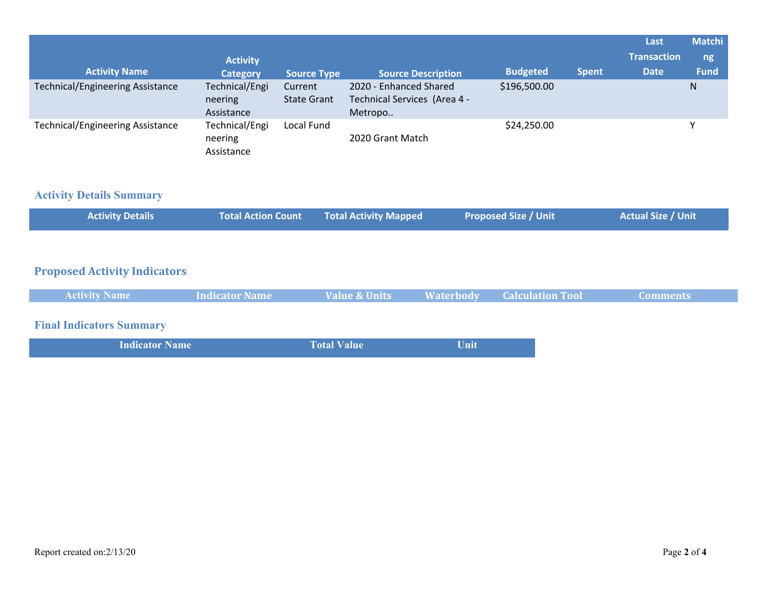| Activity Name | Activity Category | Source Type | Source Description | Budgeted | Spent | Last Transaction Date | Matching Fund |
|---|---|---|---|---|---|---|---|
| Technical/Engineering Assistance | Technical/Engineering Assistance | Current State Grant | 2020 - Enhanced Shared Technical Services (Area 4 - Metropo.. | $196,500.00 | | | N |
| Technical/Engineering Assistance | Technical/Engineering Assistance | Local Fund | 2020 Grant Match | $24,250.00 | | | Y |

## Activity Details Summary

| Activity Details | Total Action Count | Total Activity Mapped | Proposed Size / Unit | Actual Size / Unit |
|---|---|---|---|---|

## Proposed Activity Indicators

| Activity Name | Indicator Name | Value & Units | Waterbody | Calculation Tool | Comments |
|---|---|---|---|---|---|

## Final Indicators Summary

| Indicator Name | Total Value | Unit |
|---|---|---|

Report created on:2/13/20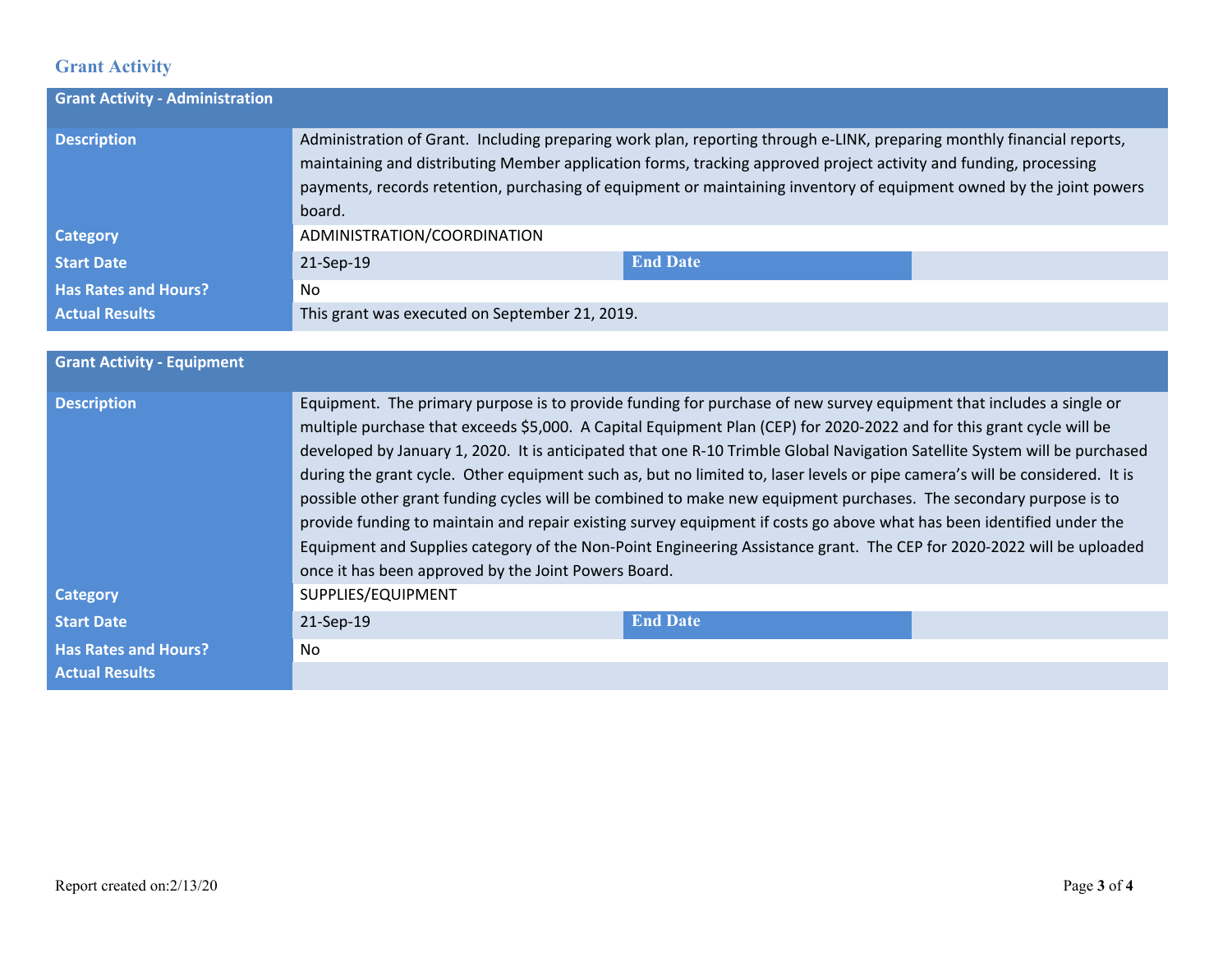## Grant Activity

| Grant Activity - Administration | | | |
|---|---|---|---|
| **Description** | Administration of Grant. Including preparing work plan, reporting through e-LINK, preparing monthly financial reports, maintaining and distributing Member application forms, tracking approved project activity and funding, processing payments, records retention, purchasing of equipment or maintaining inventory of equipment owned by the joint powers board. | | |
| **Category** | ADMINISTRATION/COORDINATION | | |
| **Start Date** | 21-Sep-19 | **End Date** | |
| **Has Rates and Hours?** | No | | |
| **Actual Results** | This grant was executed on September 21, 2019. | | |

| Grant Activity - Equipment | | | |
|---|---|---|---|
| **Description** | Equipment. The primary purpose is to provide funding for purchase of new survey equipment that includes a single or multiple purchase that exceeds $5,000. A Capital Equipment Plan (CEP) for 2020-2022 and for this grant cycle will be developed by January 1, 2020. It is anticipated that one R-10 Trimble Global Navigation Satellite System will be purchased during the grant cycle. Other equipment such as, but no limited to, laser levels or pipe camera's will be considered. It is possible other grant funding cycles will be combined to make new equipment purchases. The secondary purpose is to provide funding to maintain and repair existing survey equipment if costs go above what has been identified under the Equipment and Supplies category of the Non-Point Engineering Assistance grant. The CEP for 2020-2022 will be uploaded once it has been approved by the Joint Powers Board. | | |
| **Category** | SUPPLIES/EQUIPMENT | | |
| **Start Date** | 21-Sep-19 | **End Date** | |
| **Has Rates and Hours?** | No | | |
| **Actual Results** | | | |

Report created on:2/13/20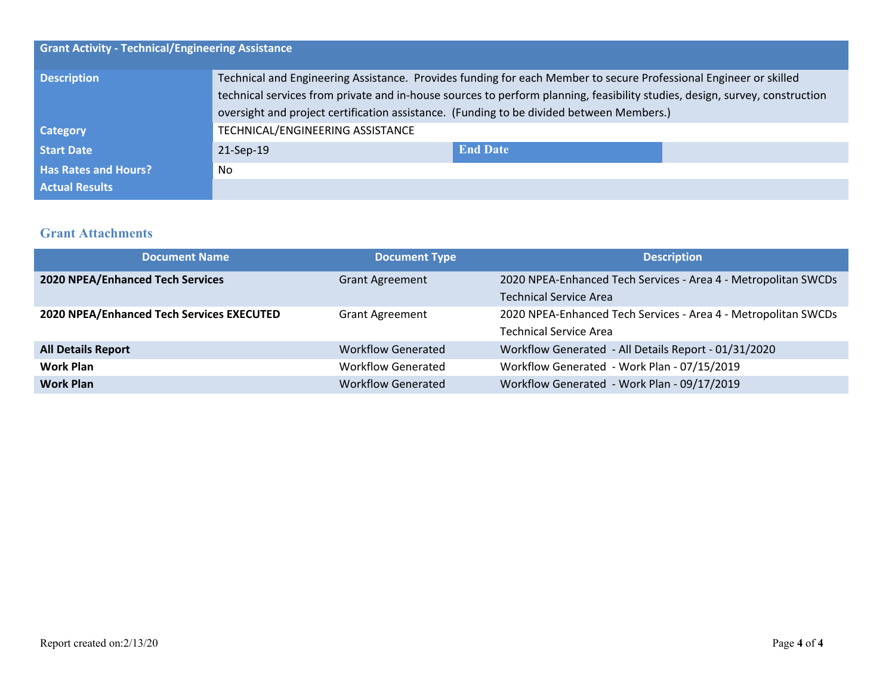| Grant Activity - Technical/Engineering Assistance | | | |
|---|---|---|---|
| **Description** | Technical and Engineering Assistance. Provides funding for each Member to secure Professional Engineer or skilled technical services from private and in-house sources to perform planning, feasibility studies, design, survey, construction oversight and project certification assistance. (Funding to be divided between Members.) | | |
| **Category** | TECHNICAL/ENGINEERING ASSISTANCE | | |
| **Start Date** | 21-Sep-19 | **End Date** | |
| **Has Rates and Hours?** | No | | |
| **Actual Results** | | | |

## Grant Attachments

| Document Name | Document Type | Description |
|---|---|---|
| **2020 NPEA/Enhanced Tech Services** | Grant Agreement | 2020 NPEA-Enhanced Tech Services - Area 4 - Metropolitan SWCDs Technical Service Area |
| **2020 NPEA/Enhanced Tech Services EXECUTED** | Grant Agreement | 2020 NPEA-Enhanced Tech Services - Area 4 - Metropolitan SWCDs Technical Service Area |
| **All Details Report** | Workflow Generated | Workflow Generated - All Details Report - 01/31/2020 |
| **Work Plan** | Workflow Generated | Workflow Generated - Work Plan - 07/15/2019 |
| **Work Plan** | Workflow Generated | Workflow Generated - Work Plan - 09/17/2019 |

Report created on:2/13/20